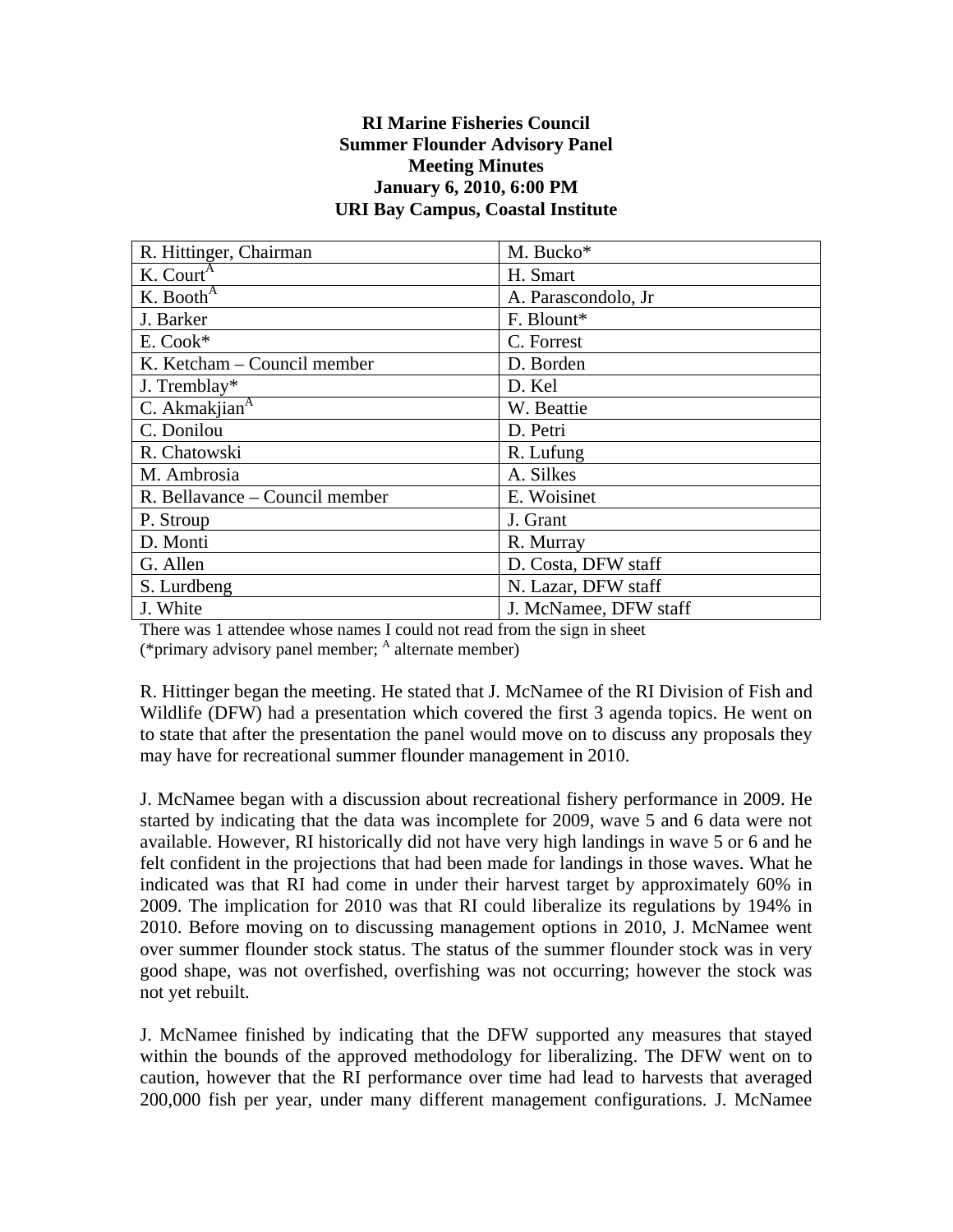**RI Marine Fisheries Council**
**Summer Flounder Advisory Panel**
**Meeting Minutes**
**January 6, 2010, 6:00 PM**
**URI Bay Campus, Coastal Institute**

| | |
|---|---|
| R. Hittinger, Chairman | M. Bucko* |
| K. Court[A] | H. Smart |
| K. Booth[A] | A. Parascondolo, Jr |
| J. Barker | F. Blount* |
| E. Cook* | C. Forrest |
| K. Ketcham – Council member | D. Borden |
| J. Tremblay* | D. Kel |
| C. Akmakjian[A] | W. Beattie |
| C. Donilou | D. Petri |
| R. Chatowski | R. Lufung |
| M. Ambrosia | A. Silkes |
| R. Bellavance – Council member | E. Woisinet |
| P. Stroup | J. Grant |
| D. Monti | R. Murray |
| G. Allen | D. Costa, DFW staff |
| S. Lurdbeng | N. Lazar, DFW staff |
| J. White | J. McNamee, DFW staff |

There was 1 attendee whose names I could not read from the sign in sheet
(*primary advisory panel member; [A] alternate member)

R. Hittinger began the meeting. He stated that J. McNamee of the RI Division of Fish and Wildlife (DFW) had a presentation which covered the first 3 agenda topics. He went on to state that after the presentation the panel would move on to discuss any proposals they may have for recreational summer flounder management in 2010.

J. McNamee began with a discussion about recreational fishery performance in 2009. He started by indicating that the data was incomplete for 2009, wave 5 and 6 data were not available. However, RI historically did not have very high landings in wave 5 or 6 and he felt confident in the projections that had been made for landings in those waves. What he indicated was that RI had come in under their harvest target by approximately 60% in 2009. The implication for 2010 was that RI could liberalize its regulations by 194% in 2010. Before moving on to discussing management options in 2010, J. McNamee went over summer flounder stock status. The status of the summer flounder stock was in very good shape, was not overfished, overfishing was not occurring; however the stock was not yet rebuilt.

J. McNamee finished by indicating that the DFW supported any measures that stayed within the bounds of the approved methodology for liberalizing. The DFW went on to caution, however that the RI performance over time had lead to harvests that averaged 200,000 fish per year, under many different management configurations. J. McNamee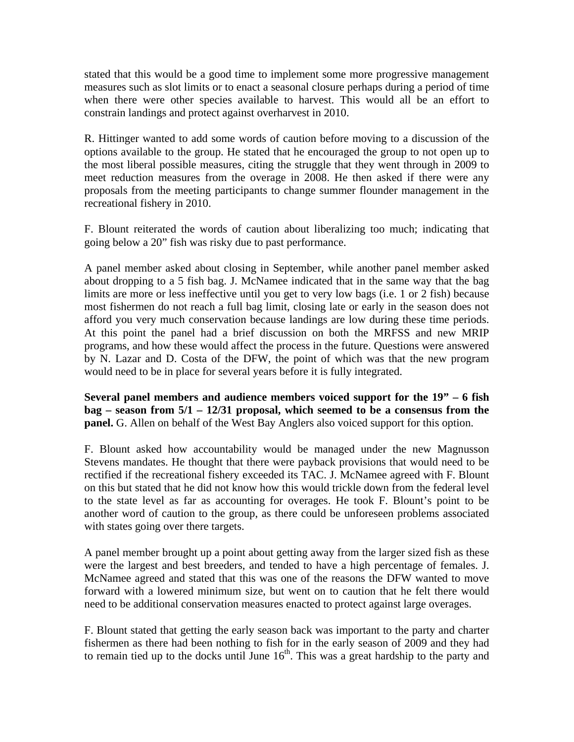stated that this would be a good time to implement some more progressive management measures such as slot limits or to enact a seasonal closure perhaps during a period of time when there were other species available to harvest. This would all be an effort to constrain landings and protect against overharvest in 2010.

R. Hittinger wanted to add some words of caution before moving to a discussion of the options available to the group. He stated that he encouraged the group to not open up to the most liberal possible measures, citing the struggle that they went through in 2009 to meet reduction measures from the overage in 2008. He then asked if there were any proposals from the meeting participants to change summer flounder management in the recreational fishery in 2010.

F. Blount reiterated the words of caution about liberalizing too much; indicating that going below a 20" fish was risky due to past performance.

A panel member asked about closing in September, while another panel member asked about dropping to a 5 fish bag. J. McNamee indicated that in the same way that the bag limits are more or less ineffective until you get to very low bags (i.e. 1 or 2 fish) because most fishermen do not reach a full bag limit, closing late or early in the season does not afford you very much conservation because landings are low during these time periods. At this point the panel had a brief discussion on both the MRFSS and new MRIP programs, and how these would affect the process in the future. Questions were answered by N. Lazar and D. Costa of the DFW, the point of which was that the new program would need to be in place for several years before it is fully integrated.

**Several panel members and audience members voiced support for the 19" – 6 fish bag – season from 5/1 – 12/31 proposal, which seemed to be a consensus from the panel.** G. Allen on behalf of the West Bay Anglers also voiced support for this option.

F. Blount asked how accountability would be managed under the new Magnusson Stevens mandates. He thought that there were payback provisions that would need to be rectified if the recreational fishery exceeded its TAC. J. McNamee agreed with F. Blount on this but stated that he did not know how this would trickle down from the federal level to the state level as far as accounting for overages. He took F. Blount's point to be another word of caution to the group, as there could be unforeseen problems associated with states going over there targets.

A panel member brought up a point about getting away from the larger sized fish as these were the largest and best breeders, and tended to have a high percentage of females. J. McNamee agreed and stated that this was one of the reasons the DFW wanted to move forward with a lowered minimum size, but went on to caution that he felt there would need to be additional conservation measures enacted to protect against large overages.

F. Blount stated that getting the early season back was important to the party and charter fishermen as there had been nothing to fish for in the early season of 2009 and they had to remain tied up to the docks until June 16th. This was a great hardship to the party and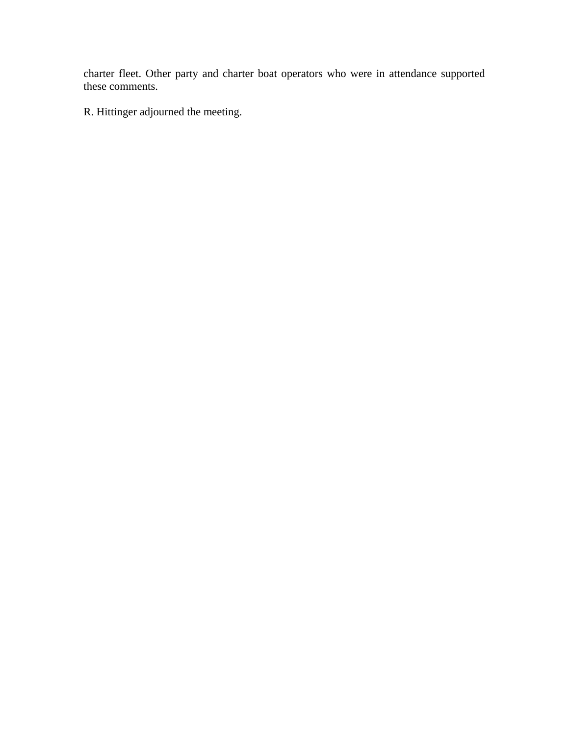charter fleet. Other party and charter boat operators who were in attendance supported these comments.

R. Hittinger adjourned the meeting.